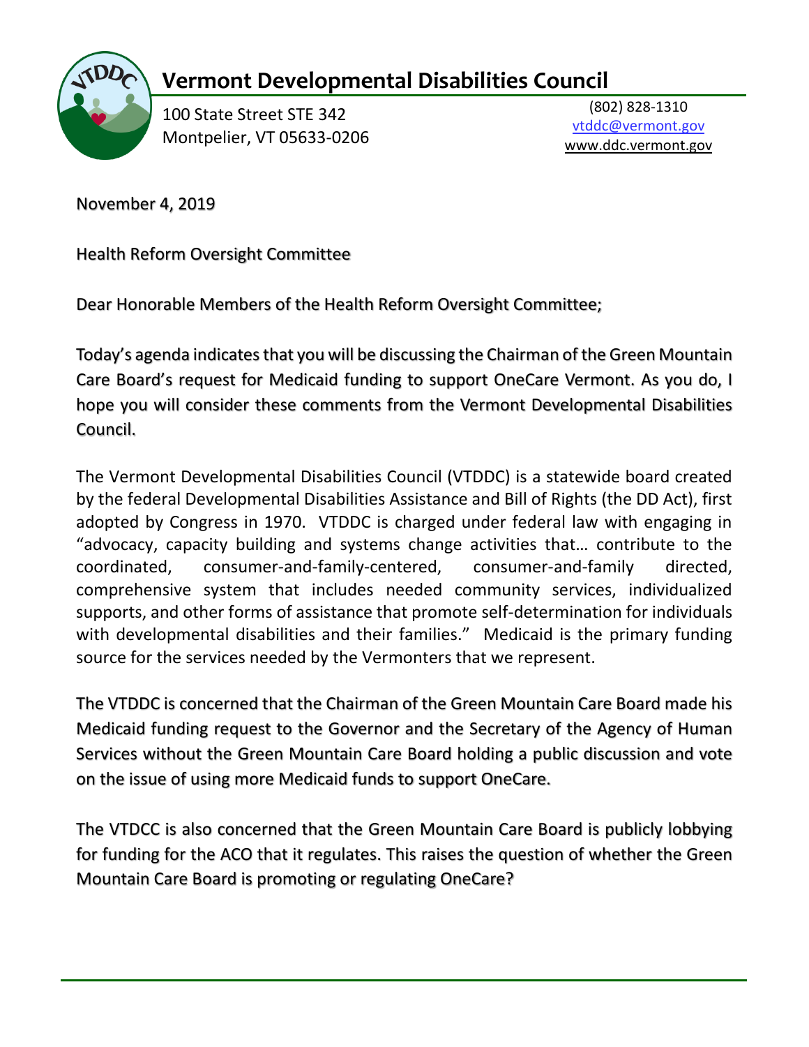# Vermont Developmental Disabilities Council

100 State Street STE 342
Montpelier, VT 05633-0206

(802) 828-1310
vtddc@vermont.gov
www.ddc.vermont.gov

November 4, 2019

Health Reform Oversight Committee

Dear Honorable Members of the Health Reform Oversight Committee;

Today's agenda indicates that you will be discussing the Chairman of the Green Mountain Care Board's request for Medicaid funding to support OneCare Vermont. As you do, I hope you will consider these comments from the Vermont Developmental Disabilities Council.

The Vermont Developmental Disabilities Council (VTDDC) is a statewide board created by the federal Developmental Disabilities Assistance and Bill of Rights (the DD Act), first adopted by Congress in 1970. VTDDC is charged under federal law with engaging in "advocacy, capacity building and systems change activities that… contribute to the coordinated, consumer-and-family-centered, consumer-and-family directed, comprehensive system that includes needed community services, individualized supports, and other forms of assistance that promote self-determination for individuals with developmental disabilities and their families." Medicaid is the primary funding source for the services needed by the Vermonters that we represent.

The VTDDC is concerned that the Chairman of the Green Mountain Care Board made his Medicaid funding request to the Governor and the Secretary of the Agency of Human Services without the Green Mountain Care Board holding a public discussion and vote on the issue of using more Medicaid funds to support OneCare.

The VTDCC is also concerned that the Green Mountain Care Board is publicly lobbying for funding for the ACO that it regulates. This raises the question of whether the Green Mountain Care Board is promoting or regulating OneCare?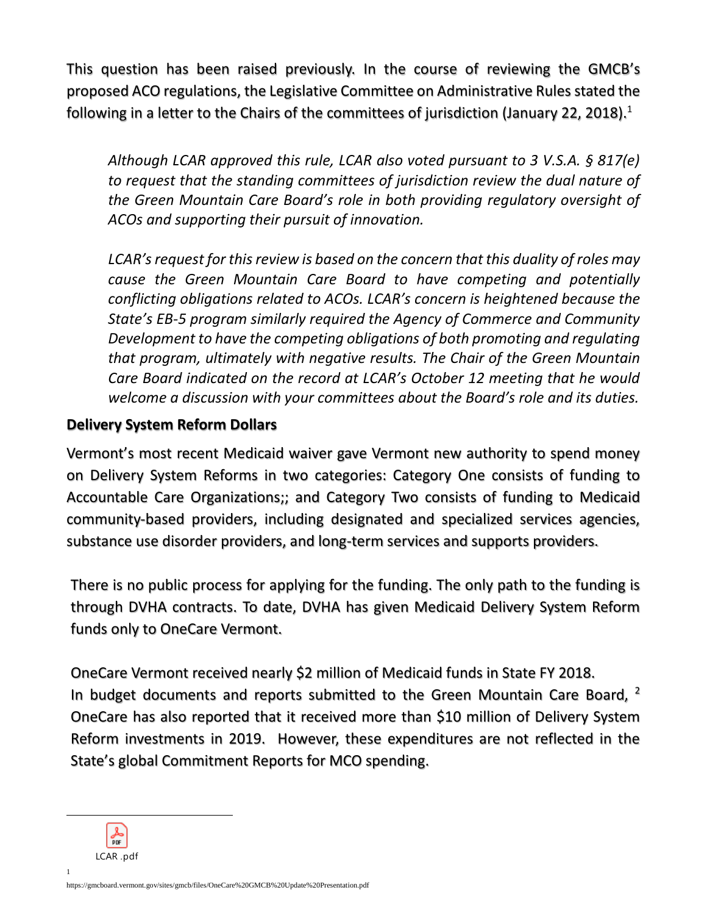This question has been raised previously. In the course of reviewing the GMCB's proposed ACO regulations, the Legislative Committee on Administrative Rules stated the following in a letter to the Chairs of the committees of jurisdiction (January 22, 2018).[1]

> *Although LCAR approved this rule, LCAR also voted pursuant to 3 V.S.A. § 817(e) to request that the standing committees of jurisdiction review the dual nature of the Green Mountain Care Board's role in both providing regulatory oversight of ACOs and supporting their pursuit of innovation.*
>
> *LCAR's request for this review is based on the concern that this duality of roles may cause the Green Mountain Care Board to have competing and potentially conflicting obligations related to ACOs. LCAR's concern is heightened because the State's EB-5 program similarly required the Agency of Commerce and Community Development to have the competing obligations of both promoting and regulating that program, ultimately with negative results. The Chair of the Green Mountain Care Board indicated on the record at LCAR's October 12 meeting that he would welcome a discussion with your committees about the Board's role and its duties.*

## Delivery System Reform Dollars

Vermont's most recent Medicaid waiver gave Vermont new authority to spend money on Delivery System Reforms in two categories: Category One consists of funding to Accountable Care Organizations;; and Category Two consists of funding to Medicaid community-based providers, including designated and specialized services agencies, substance use disorder providers, and long-term services and supports providers.

There is no public process for applying for the funding. The only path to the funding is through DVHA contracts. To date, DVHA has given Medicaid Delivery System Reform funds only to OneCare Vermont.

OneCare Vermont received nearly $2 million of Medicaid funds in State FY 2018.
In budget documents and reports submitted to the Green Mountain Care Board, [2] OneCare has also reported that it received more than $10 million of Delivery System Reform investments in 2019. However, these expenditures are not reflected in the State's global Commitment Reports for MCO spending.

---

[1] LCAR .pdf

[2] https://gmcboard.vermont.gov/sites/gmcb/files/OneCare%20GMCB%20Update%20Presentation.pdf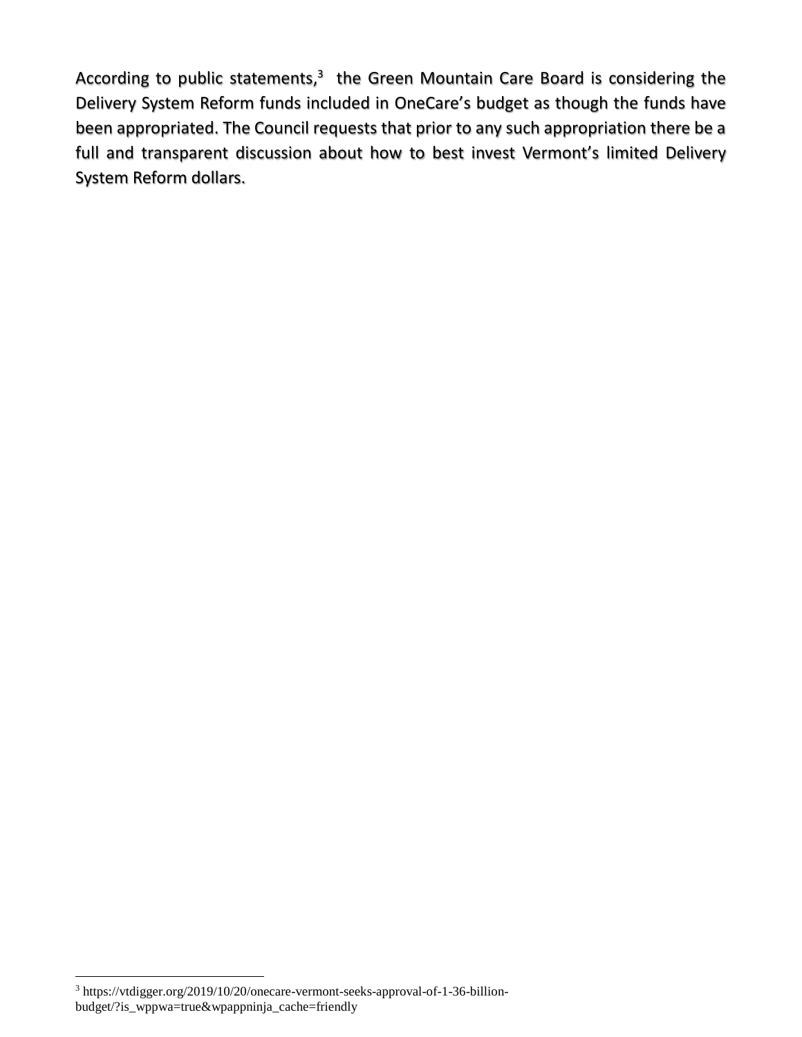According to public statements,[3] the Green Mountain Care Board is considering the Delivery System Reform funds included in OneCare's budget as though the funds have been appropriated. The Council requests that prior to any such appropriation there be a full and transparent discussion about how to best invest Vermont's limited Delivery System Reform dollars.

---

[3] https://vtdigger.org/2019/10/20/onecare-vermont-seeks-approval-of-1-36-billion-budget/?is_wppwa=true&wpappninja_cache=friendly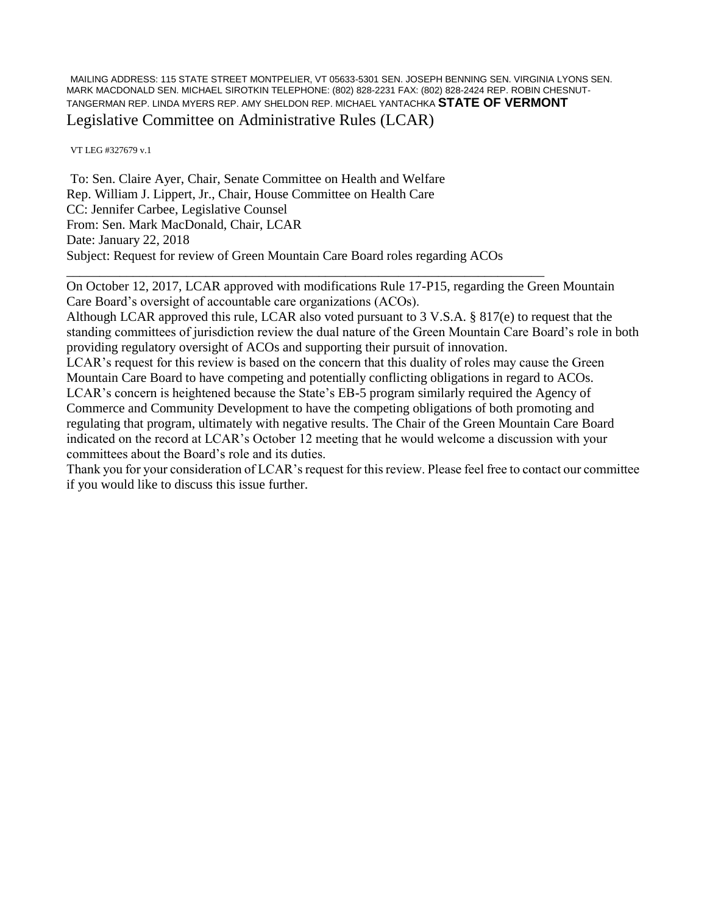MAILING ADDRESS: 115 STATE STREET MONTPELIER, VT 05633-5301 SEN. JOSEPH BENNING SEN. VIRGINIA LYONS SEN. MARK MACDONALD SEN. MICHAEL SIROTKIN TELEPHONE: (802) 828-2231 FAX: (802) 828-2424 REP. ROBIN CHESNUT-TANGERMAN REP. LINDA MYERS REP. AMY SHELDON REP. MICHAEL YANTACHKA **STATE OF VERMONT**

# Legislative Committee on Administrative Rules (LCAR)

VT LEG #327679 v.1

To: Sen. Claire Ayer, Chair, Senate Committee on Health and Welfare
Rep. William J. Lippert, Jr., Chair, House Committee on Health Care
CC: Jennifer Carbee, Legislative Counsel
From: Sen. Mark MacDonald, Chair, LCAR
Date: January 22, 2018
Subject: Request for review of Green Mountain Care Board roles regarding ACOs

---

On October 12, 2017, LCAR approved with modifications Rule 17-P15, regarding the Green Mountain Care Board's oversight of accountable care organizations (ACOs).

Although LCAR approved this rule, LCAR also voted pursuant to 3 V.S.A. § 817(e) to request that the standing committees of jurisdiction review the dual nature of the Green Mountain Care Board's role in both providing regulatory oversight of ACOs and supporting their pursuit of innovation.

LCAR's request for this review is based on the concern that this duality of roles may cause the Green Mountain Care Board to have competing and potentially conflicting obligations in regard to ACOs. LCAR's concern is heightened because the State's EB-5 program similarly required the Agency of Commerce and Community Development to have the competing obligations of both promoting and regulating that program, ultimately with negative results. The Chair of the Green Mountain Care Board indicated on the record at LCAR's October 12 meeting that he would welcome a discussion with your committees about the Board's role and its duties.

Thank you for your consideration of LCAR's request for this review. Please feel free to contact our committee if you would like to discuss this issue further.